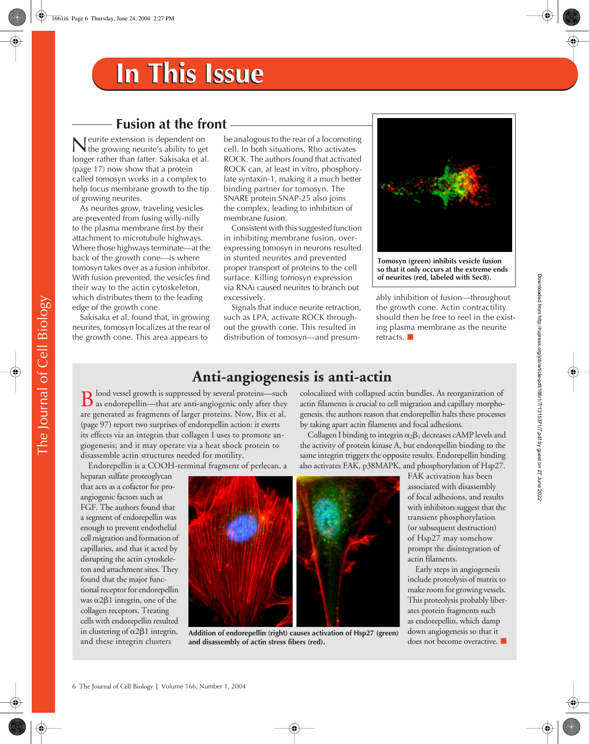# In This Issue

## Fusion at the front

Neurite extension is dependent on the growing neurite's ability to get longer rather than fatter. Sakisaka et al. (page 17) now show that a protein called tomosyn works in a complex to help focus membrane growth to the tip of growing neurites.

As neurites grow, traveling vesicles are prevented from fusing willy-nilly to the plasma membrane first by their attachment to microtubule highways. Where those highways terminate—at the back of the growth cone—is where tomosyn takes over as a fusion inhibitor. With fusion prevented, the vesicles find their way to the actin cytoskeleton, which distributes them to the leading edge of the growth cone.

Sakisaka et al. found that, in growing neurites, tomosyn localizes at the rear of the growth cone. This area appears to be analogous to the rear of a locomoting cell. In both situations, Rho activates ROCK. The authors found that activated ROCK can, at least in vitro, phosphorylate syntaxin-1, making it a much better binding partner for tomosyn. The SNARE protein SNAP-25 also joins the complex, leading to inhibition of membrane fusion.

Consistent with this suggested function in inhibiting membrane fusion, overexpressing tomosyn in neurons resulted in stunted neurites and prevented proper transport of proteins to the cell surface. Killing tomosyn expression via RNAi caused neurites to branch out excessively.

Signals that induce neurite retraction, such as LPA, activate ROCK throughout the growth cone. This resulted in distribution of tomosyn—and presumably inhibition of fusion—throughout the growth cone. Actin contractility should then be free to reel in the existing plasma membrane as the neurite retracts. ■

Tomosyn (green) inhibits vesicle fusion so that it only occurs at the extreme ends of neurites (red, labeled with Sec8).

## Anti-angiogenesis is anti-actin

Blood vessel growth is suppressed by several proteins—such as endorepellin—that are anti-angiogenic only after they are generated as fragments of larger proteins. Now, Bix et al. (page 97) report two surprises of endorepellin action: it exerts its effects via an integrin that collagen I uses to promote angiogenesis; and it may operate via a heat shock protein to disassemble actin structures needed for motility.

Endorepellin is a COOH-terminal fragment of perlecan, a heparan sulfate proteoglycan that acts as a cofactor for pro-angiogenic factors such as FGF. The authors found that a segment of endorepellin was enough to prevent endothelial cell migration and formation of capillaries, and that it acted by disrupting the actin cytoskeleton and attachment sites. They found that the major functional receptor for endorepellin was $\alpha2\beta1$ integrin, one of the collagen receptors. Treating cells with endorepellin resulted in clustering of $\alpha2\beta1$ integrin, and these integrin clusters colocalized with collapsed actin bundles. As reorganization of actin filaments is crucial to cell migration and capillary morphogenesis, the authors reason that endorepellin halts these processes by taking apart actin filaments and focal adhesions.

Collagen I binding to integrin $\alpha_2\beta_1$ decreases cAMP levels and the activity of protein kinase A, but endorepellin binding to the same integrin triggers the opposite results. Endorepellin binding also activates FAK, p38MAPK, and phosphorylation of Hsp27. FAK activation has been associated with disassembly of focal adhesions, and results with inhibitors suggest that the transient phosphorylation (or subsequent destruction) of Hsp27 may somehow prompt the disintegration of actin filaments.

Early steps in angiogenesis include proteolysis of matrix to make room for growing vessels. This proteolysis probably liberates protein fragments such as endorepellin, which damp down angiogenesis so that it does not become overactive. ■

Addition of endorepellin (right) causes activation of Hsp27 (green) and disassembly of actin stress fibers (red).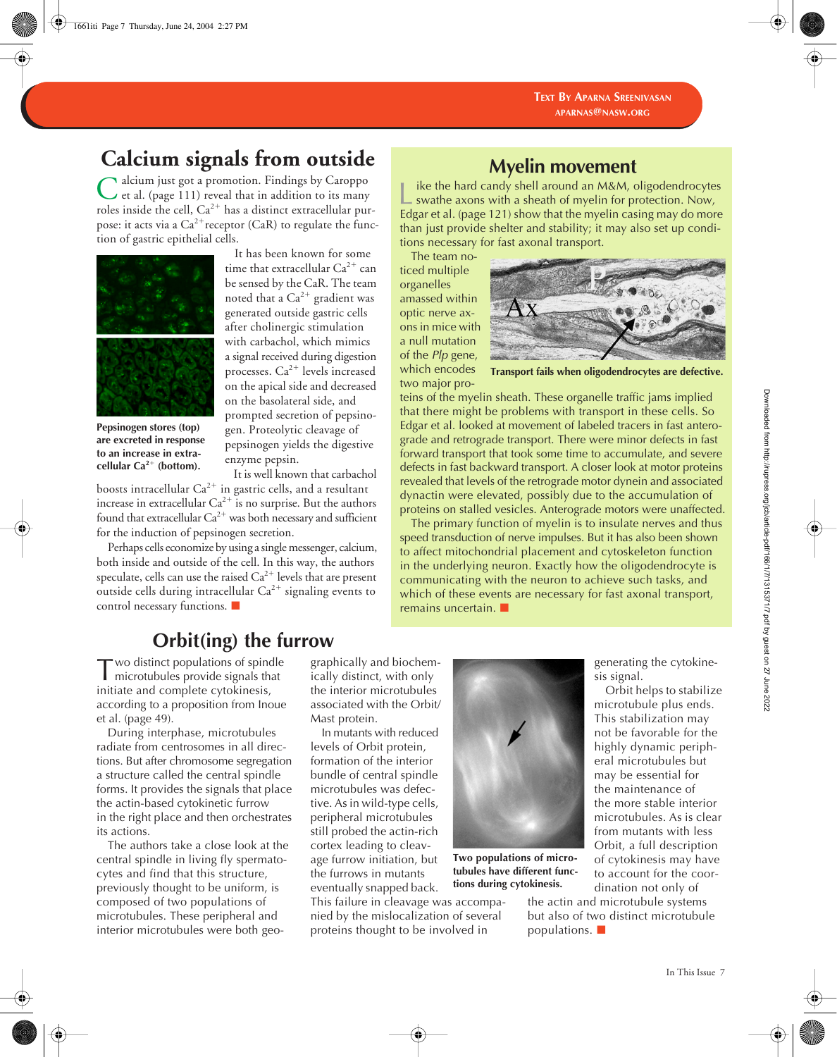Text By Aparna Sreenivasan
aparnas@nasw.org

## Calcium signals from outside

Calcium just got a promotion. Findings by Caroppo et al. (page 111) reveal that in addition to its many roles inside the cell, $Ca^{2+}$ has a distinct extracellular purpose: it acts via a $Ca^{2+}$ receptor (CaR) to regulate the function of gastric epithelial cells.

It has been known for some time that extracellular $Ca^{2+}$ can be sensed by the CaR. The team noted that a $Ca^{2+}$ gradient was generated outside gastric cells after cholinergic stimulation with carbachol, which mimics a signal received during digestion processes. $Ca^{2+}$ levels increased on the apical side and decreased on the basolateral side, and prompted secretion of pepsinogen. Proteolytic cleavage of pepsinogen yields the digestive enzyme pepsin.

**Pepsinogen stores (top) are excreted in response to an increase in extracellular $Ca^{2+}$ (bottom).**

It is well known that carbachol boosts intracellular $Ca^{2+}$ in gastric cells, and a resultant increase in extracellular $Ca^{2+}$ is no surprise. But the authors found that extracellular $Ca^{2+}$ was both necessary and sufficient for the induction of pepsinogen secretion.

Perhaps cells economize by using a single messenger, calcium, both inside and outside of the cell. In this way, the authors speculate, cells can use the raised $Ca^{2+}$ levels that are present outside cells during intracellular $Ca^{2+}$ signaling events to control necessary functions. ■

## Myelin movement

Like the hard candy shell around an M&M, oligodendrocytes swathe axons with a sheath of myelin for protection. Now, Edgar et al. (page 121) show that the myelin casing may do more than just provide shelter and stability; it may also set up conditions necessary for fast axonal transport.

The team noticed multiple organelles amassed within optic nerve axons in mice with a null mutation of the *Plp* gene, which encodes two major proteins of the myelin sheath. These organelle traffic jams implied that there might be problems with transport in these cells. So Edgar et al. looked at movement of labeled tracers in fast anterograde and retrograde transport. There were minor defects in fast forward transport that took some time to accumulate, and severe defects in fast backward transport. A closer look at motor proteins revealed that levels of the retrograde motor dynein and associated dynactin were elevated, possibly due to the accumulation of proteins on stalled vesicles. Anterograde motors were unaffected.

**Transport fails when oligodendrocytes are defective.**

The primary function of myelin is to insulate nerves and thus speed transduction of nerve impulses. But it has also been shown to affect mitochondrial placement and cytoskeleton function in the underlying neuron. Exactly how the oligodendrocyte is communicating with the neuron to achieve such tasks, and which of these events are necessary for fast axonal transport, remains uncertain. ■

## Orbit(ing) the furrow

Two distinct populations of spindle microtubules provide signals that initiate and complete cytokinesis, according to a proposition from Inoue et al. (page 49).

During interphase, microtubules radiate from centrosomes in all directions. But after chromosome segregation a structure called the central spindle forms. It provides the signals that place the actin-based cytokinetic furrow in the right place and then orchestrates its actions.

The authors take a close look at the central spindle in living fly spermatocytes and find that this structure, previously thought to be uniform, is composed of two populations of microtubules. These peripheral and interior microtubules were both geographically and biochemically distinct, with only the interior microtubules associated with the Orbit/Mast protein.

In mutants with reduced levels of Orbit protein, formation of the interior bundle of central spindle microtubules was defective. As in wild-type cells, peripheral microtubules still probed the actin-rich cortex leading to cleavage furrow initiation, but the furrows in mutants eventually snapped back. This failure in cleavage was accompanied by the mislocalization of several proteins thought to be involved in generating the cytokinesis signal.

**Two populations of microtubules have different functions during cytokinesis.**

Orbit helps to stabilize microtubule plus ends. This stabilization may not be favorable for the highly dynamic peripheral microtubules but may be essential for the maintenance of the more stable interior microtubules. As is clear from mutants with less Orbit, a full description of cytokinesis may have to account for the coordination not only of the actin and microtubule systems but also of two distinct microtubule populations. ■